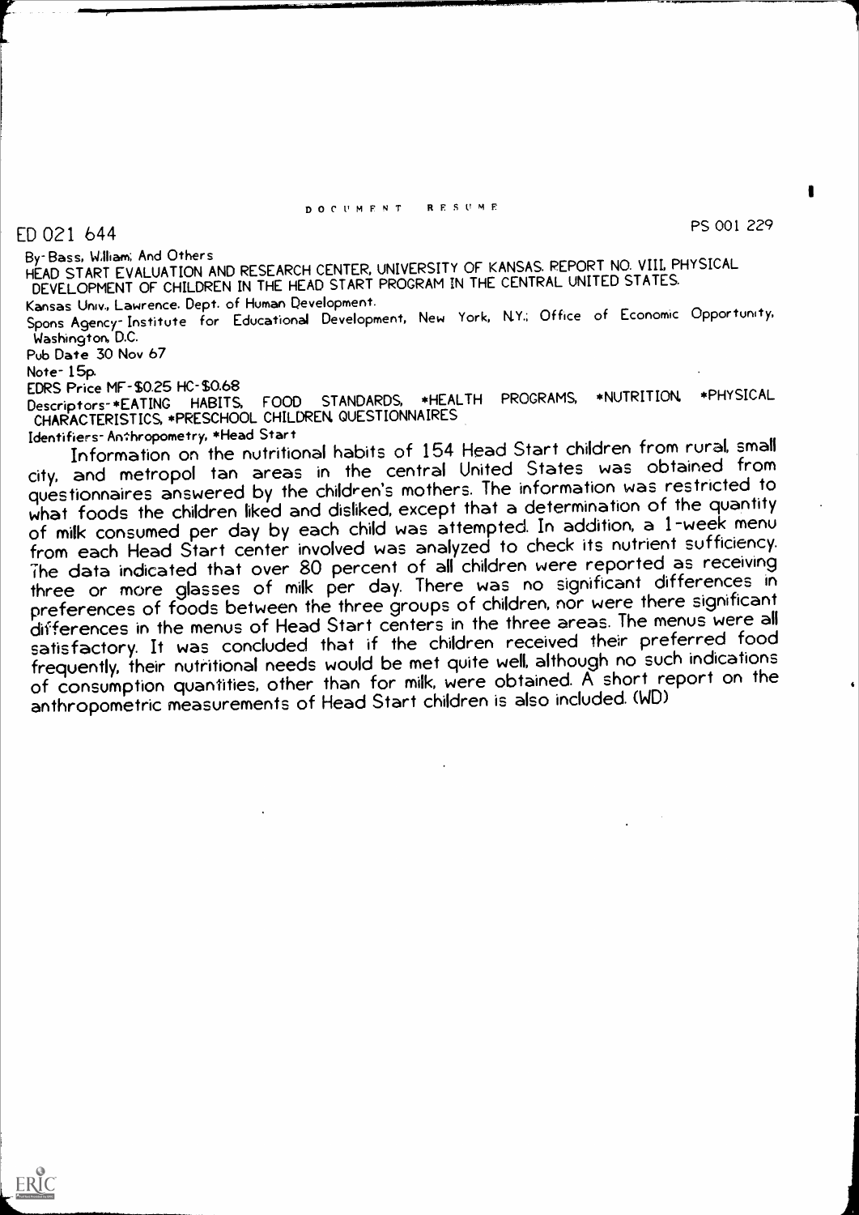DOCUMENT RESUME

ED 021 644 PS 001 229

By-Bass, William; And Others
HEAD START EVALUATION AND RESEARCH CENTER, UNIVERSITY OF KANSAS. REPORT NO. VIII, PHYSICAL DEVELOPMENT OF CHILDREN IN THE HEAD START PROGRAM IN THE CENTRAL UNITED STATES.
Kansas Univ., Lawrence. Dept. of Human Development.
Spons Agency-Institute for Educational Development, New York, N.Y.; Office of Economic Opportunity, Washington, D.C.
Pub Date 30 Nov 67
Note-15p.
EDRS Price MF-$0.25 HC-$0.68
Descriptors-*EATING HABITS, FOOD STANDARDS, *HEALTH PROGRAMS, *NUTRITION, *PHYSICAL CHARACTERISTICS, *PRESCHOOL CHILDREN, QUESTIONNAIRES
Identifiers-Anthropometry, *Head Start

Information on the nutritional habits of 154 Head Start children from rural, small city, and metropol tan areas in the central United States was obtained from questionnaires answered by the children's mothers. The information was restricted to what foods the children liked and disliked, except that a determination of the quantity of milk consumed per day by each child was attempted. In addition, a 1-week menu from each Head Start center involved was analyzed to check its nutrient sufficiency. The data indicated that over 80 percent of all children were reported as receiving three or more glasses of milk per day. There was no significant differences in preferences of foods between the three groups of children, nor were there significant differences in the menus of Head Start centers in the three areas. The menus were all satisfactory. It was concluded that if the children received their preferred food frequently, their nutritional needs would be met quite well, although no such indications of consumption quantities, other than for milk, were obtained. A short report on the anthropometric measurements of Head Start children is also included. (WD)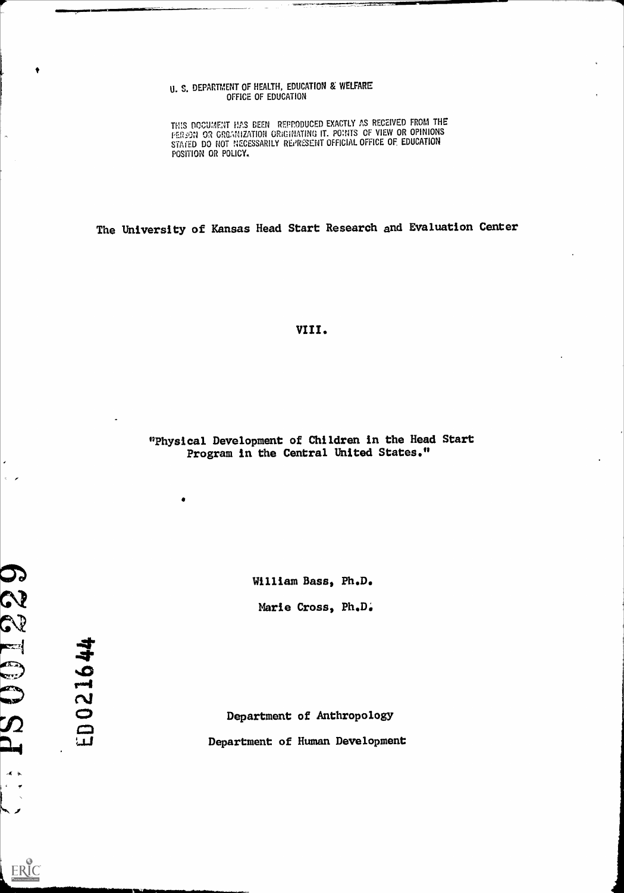U. S. DEPARTMENT OF HEALTH, EDUCATION & WELFARE
OFFICE OF EDUCATION

THIS DOCUMENT HAS BEEN REPRODUCED EXACTLY AS RECEIVED FROM THE PERSON OR ORGANIZATION ORIGINATING IT. POINTS OF VIEW OR OPINIONS STATED DO NOT NECESSARILY REPRESENT OFFICIAL OFFICE OF EDUCATION POSITION OR POLICY.

The University of Kansas Head Start Research and Evaluation Center

VIII.

"Physical Development of Children in the Head Start Program in the Central United States."

William Bass, Ph.D.

Marie Cross, Ph.D.

Department of Anthropology

Department of Human Development

ED021644

PS001229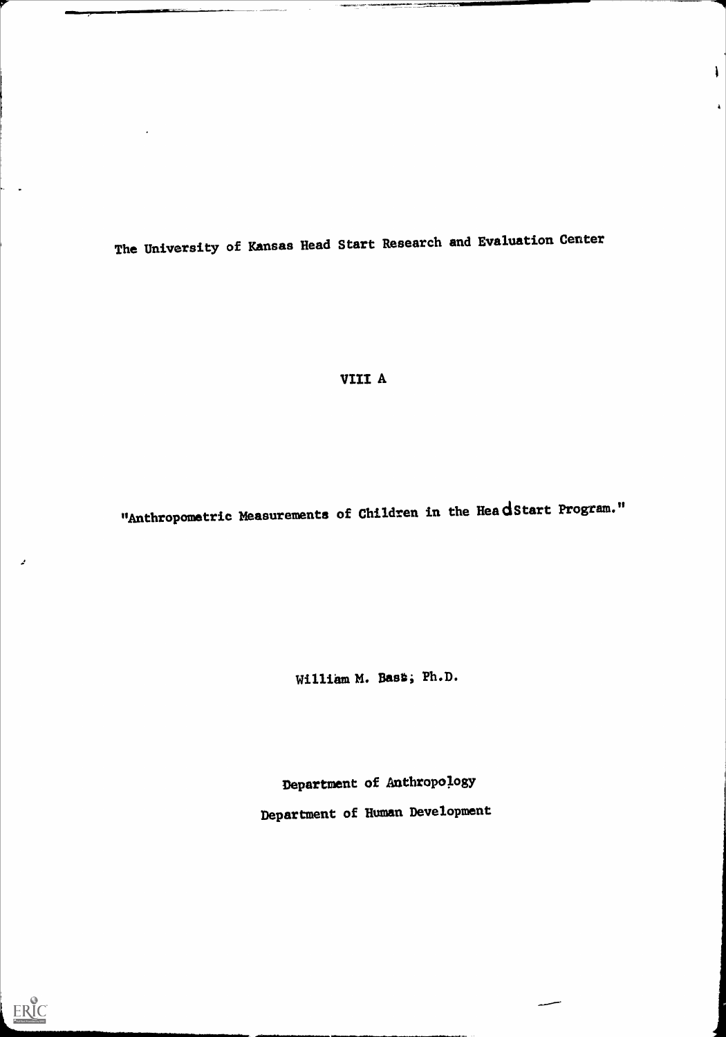The University of Kansas Head Start Research and Evaluation Center

VIII A

"Anthropometric Measurements of Children in the Head Start Program."

William M. Bass, Ph.D.

Department of Anthropology

Department of Human Development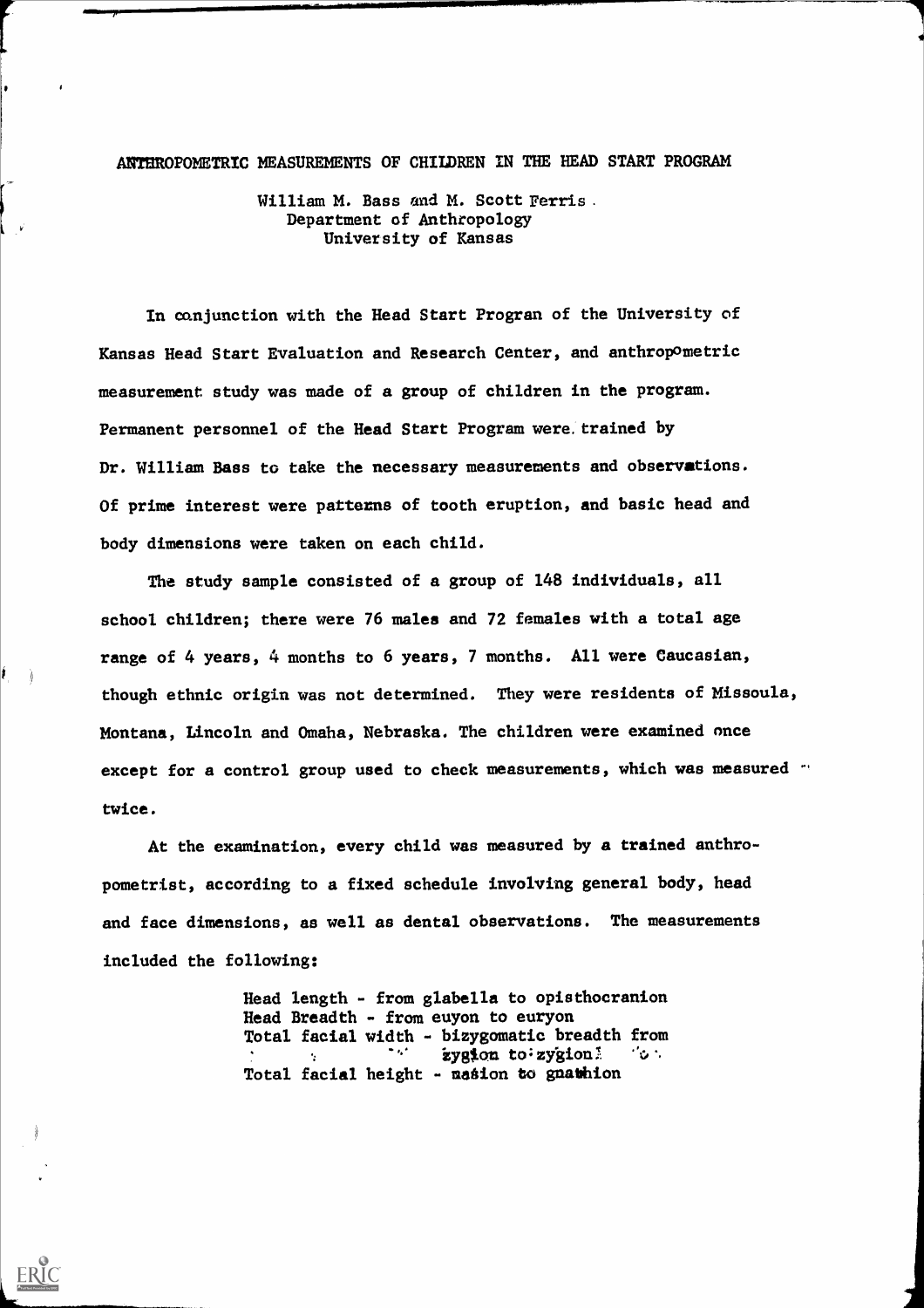# ANTHROPOMETRIC MEASUREMENTS OF CHILDREN IN THE HEAD START PROGRAM

William M. Bass and M. Scott Ferris
Department of Anthropology
University of Kansas

In conjunction with the Head Start Progran of the University of Kansas Head Start Evaluation and Research Center, and anthropometric measurement study was made of a group of children in the program. Permanent personnel of the Head Start Program were trained by Dr. William Bass to take the necessary measurements and observations. Of prime interest were patterns of tooth eruption, and basic head and body dimensions were taken on each child.

The study sample consisted of a group of 148 individuals, all school children; there were 76 males and 72 females with a total age range of 4 years, 4 months to 6 years, 7 months. All were Caucasian, though ethnic origin was not determined. They were residents of Missoula, Montana, Lincoln and Omaha, Nebraska. The children were examined once except for a control group used to check measurements, which was measured twice.

At the examination, every child was measured by a trained anthropometrist, according to a fixed schedule involving general body, head and face dimensions, as well as dental observations. The measurements included the following:

Head length - from glabella to opisthocranion
Head Breadth - from euyon to euryon
Total facial width - bizygomatic breadth from zygion to zygion
Total facial height - nasion to gnathion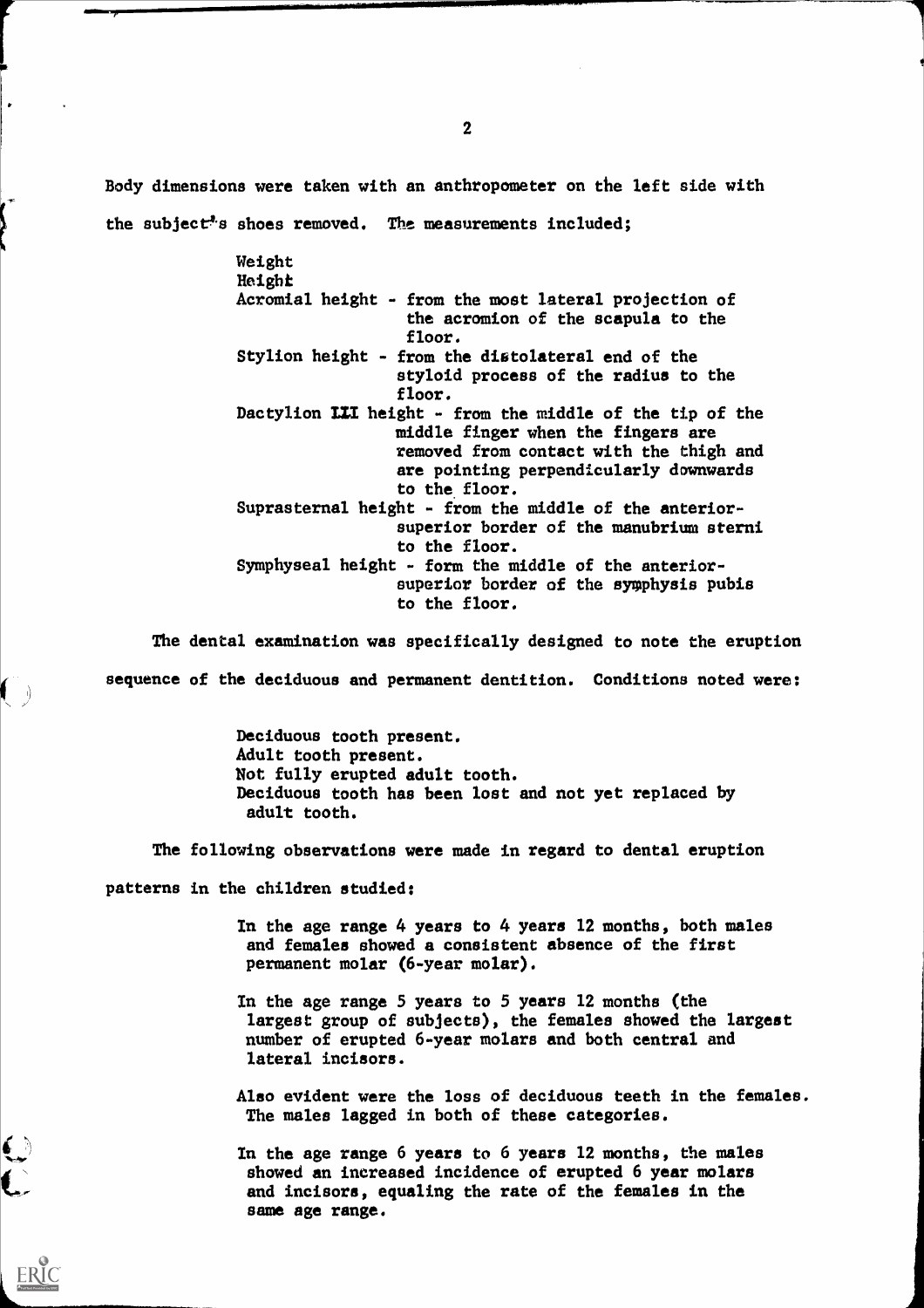Body dimensions were taken with an anthropometer on the left side with the subject's shoes removed. The measurements included;

- Weight
- Height
- Acromial height - from the most lateral projection of the acromion of the scapula to the floor.
- Stylion height - from the distolateral end of the styloid process of the radius to the floor.
- Dactylion III height - from the middle of the tip of the middle finger when the fingers are removed from contact with the thigh and are pointing perpendicularly downwards to the floor.
- Suprasternal height - from the middle of the anterior-superior border of the manubrium sterni to the floor.
- Symphyseal height - form the middle of the anterior-superior border of the symphysis pubis to the floor.

The dental examination was specifically designed to note the eruption sequence of the deciduous and permanent dentition. Conditions noted were:

- Deciduous tooth present.
- Adult tooth present.
- Not fully erupted adult tooth.
- Deciduous tooth has been lost and not yet replaced by adult tooth.

The following observations were made in regard to dental eruption patterns in the children studied:

In the age range 4 years to 4 years 12 months, both males and females showed a consistent absence of the first permanent molar (6-year molar).

In the age range 5 years to 5 years 12 months (the largest group of subjects), the females showed the largest number of erupted 6-year molars and both central and lateral incisors.

Also evident were the loss of deciduous teeth in the females. The males lagged in both of these categories.

In the age range 6 years to 6 years 12 months, the males showed an increased incidence of erupted 6 year molars and incisors, equaling the rate of the females in the same age range.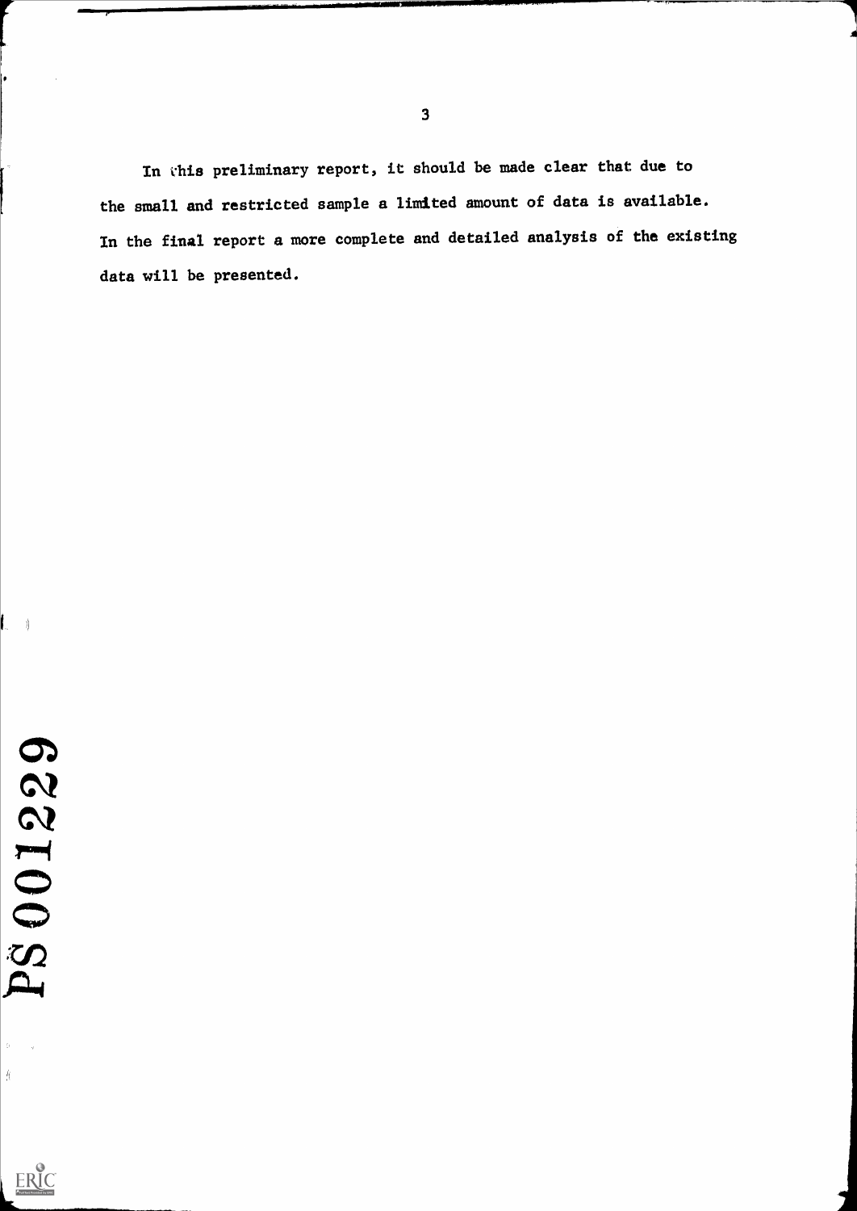In this preliminary report, it should be made clear that due to the small and restricted sample a limited amount of data is available. In the final report a more complete and detailed analysis of the existing data will be presented.

PS 001229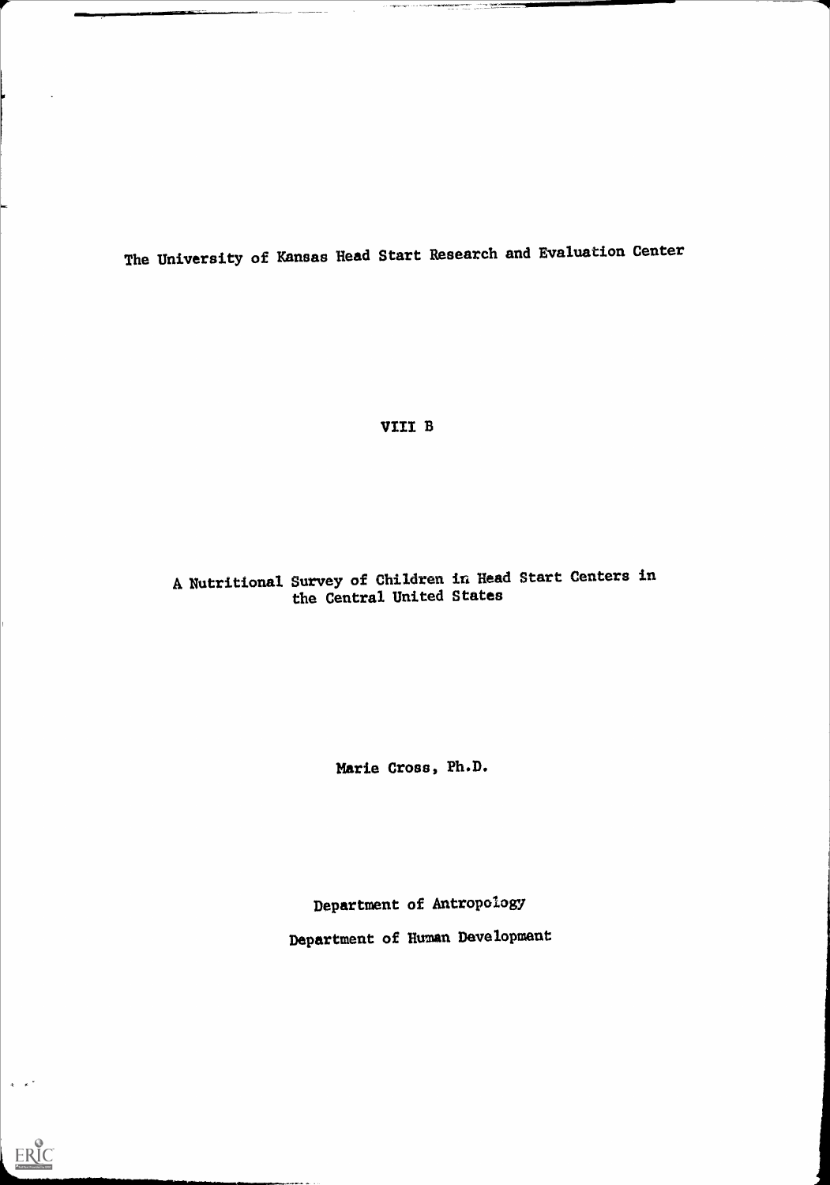The University of Kansas Head Start Research and Evaluation Center

VIII B

A Nutritional Survey of Children in Head Start Centers in the Central United States

Marie Cross, Ph.D.

Department of Antropology

Department of Human Development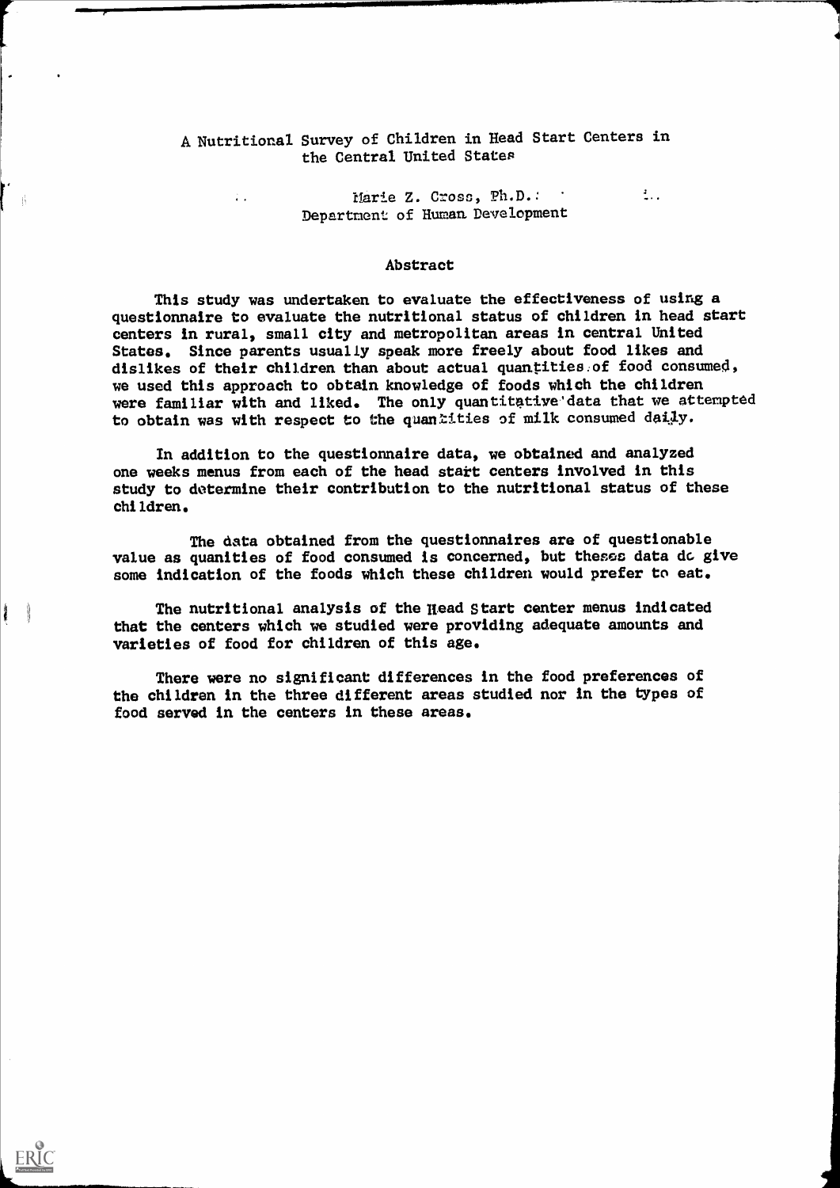# A Nutritional Survey of Children in Head Start Centers in the Central United States

Marie Z. Cross, Ph.D.
Department of Human Development

## Abstract

This study was undertaken to evaluate the effectiveness of using a questionnaire to evaluate the nutritional status of children in head start centers in rural, small city and metropolitan areas in central United States. Since parents usually speak more freely about food likes and dislikes of their children than about actual quantities of food consumed, we used this approach to obtain knowledge of foods which the children were familiar with and liked. The only quantitative data that we attempted to obtain was with respect to the quantities of milk consumed daily.

In addition to the questionnaire data, we obtained and analyzed one weeks menus from each of the head start centers involved in this study to determine their contribution to the nutritional status of these children.

The data obtained from the questionnaires are of questionable value as quanities of food consumed is concerned, but theses data do give some indication of the foods which these children would prefer to eat.

The nutritional analysis of the Head Start center menus indicated that the centers which we studied were providing adequate amounts and varieties of food for children of this age.

There were no significant differences in the food preferences of the children in the three different areas studied nor in the types of food served in the centers in these areas.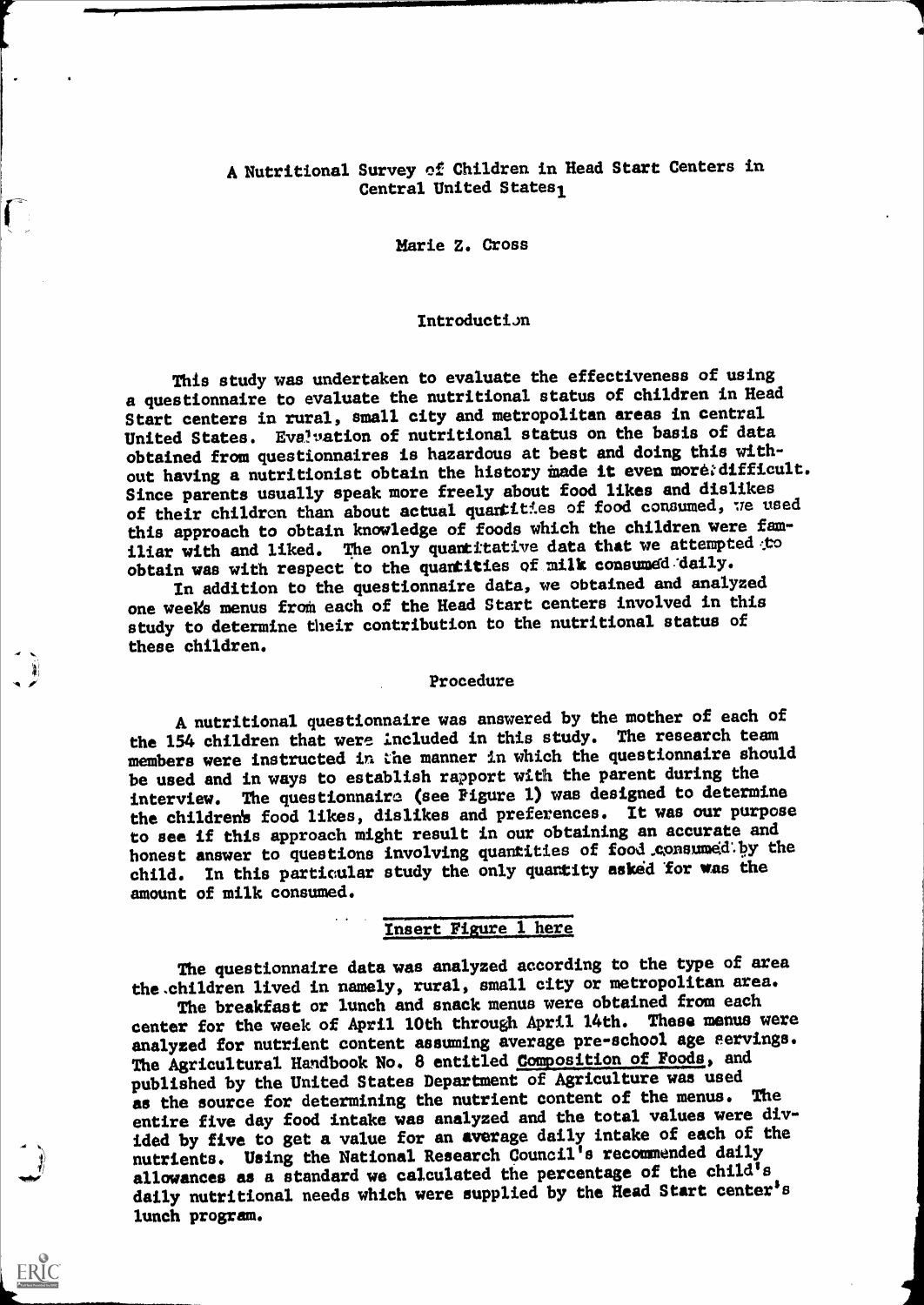# A Nutritional Survey of Children in Head Start Centers in Central United States[1]

Marie Z. Cross

## Introduction

This study was undertaken to evaluate the effectiveness of using a questionnaire to evaluate the nutritional status of children in Head Start centers in rural, small city and metropolitan areas in central United States. Evaluation of nutritional status on the basis of data obtained from questionnaires is hazardous at best and doing this without having a nutritionist obtain the history made it even more difficult. Since parents usually speak more freely about food likes and dislikes of their children than about actual quantities of food consumed, we used this approach to obtain knowledge of foods which the children were familiar with and liked. The only quantitative data that we attempted to obtain was with respect to the quantities of milk consumed daily.

In addition to the questionnaire data, we obtained and analyzed one week's menus from each of the Head Start centers involved in this study to determine their contribution to the nutritional status of these children.

## Procedure

A nutritional questionnaire was answered by the mother of each of the 154 children that were included in this study. The research team members were instructed in the manner in which the questionnaire should be used and in ways to establish rapport with the parent during the interview. The questionnaire (see Figure 1) was designed to determine the children's food likes, dislikes and preferences. It was our purpose to see if this approach might result in our obtaining an accurate and honest answer to questions involving quantities of food consumed by the child. In this particular study the only quantity asked for was the amount of milk consumed.

<u>Insert Figure 1 here</u>

The questionnaire data was analyzed according to the type of area the children lived in namely, rural, small city or metropolitan area.

The breakfast or lunch and snack menus were obtained from each center for the week of April 10th through April 14th. These menus were analyzed for nutrient content assuming average pre-school age servings. The Agricultural Handbook No. 8 entitled <u>Composition of Foods</u>, and published by the United States Department of Agriculture was used as the source for determining the nutrient content of the menus. The entire five day food intake was analyzed and the total values were divided by five to get a value for an average daily intake of each of the nutrients. Using the National Research Council's recommended daily allowances as a standard we calculated the percentage of the child's daily nutritional needs which were supplied by the Head Start center's lunch program.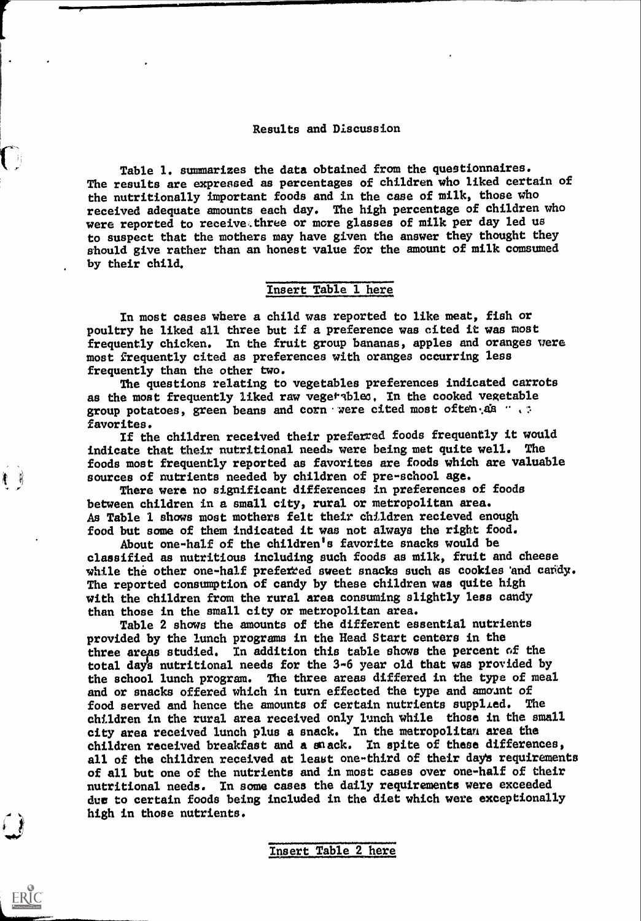## Results and Discussion

Table 1. summarizes the data obtained from the questionnaires. The results are expressed as percentages of children who liked certain of the nutritionally important foods and in the case of milk, those who received adequate amounts each day. The high percentage of children who were reported to receive three or more glasses of milk per day led us to suspect that the mothers may have given the answer they thought they should give rather than an honest value for the amount of milk comsumed by their child.

Insert Table 1 here

In most cases where a child was reported to like meat, fish or poultry he liked all three but if a preference was cited it was most frequently chicken. In the fruit group bananas, apples and oranges were most frequently cited as preferences with oranges occurring less frequently than the other two.

The questions relating to vegetables preferences indicated carrots as the most frequently liked raw vegetables. In the cooked vegetable group potatoes, green beans and corn were cited most often as favorites.

If the children received their preferred foods frequently it would indicate that their nutritional needs were being met quite well. The foods most frequently reported as favorites are foods which are valuable sources of nutrients needed by children of pre-school age.

There were no significant differences in preferences of foods between children in a small city, rural or metropolitan area. As Table 1 shows most mothers felt their children recieved enough food but some of them indicated it was not always the right food.

About one-half of the children's favorite snacks would be classified as nutritious including such foods as milk, fruit and cheese while the other one-half preferred sweet snacks such as cookies and candy. The reported consumption of candy by these children was quite high with the children from the rural area consuming slightly less candy than those in the small city or metropolitan area.

Table 2 shows the amounts of the different essential nutrients provided by the lunch programs in the Head Start centers in the three areas studied. In addition this table shows the percent of the total days nutritional needs for the 3-6 year old that was provided by the school lunch program. The three areas differed in the type of meal and or snacks offered which in turn effected the type and amount of food served and hence the amounts of certain nutrients supplied. The children in the rural area received only lunch while those in the small city area received lunch plus a snack. In the metropolitan area the children received breakfast and a snack. In spite of these differences, all of the children received at least one-third of their days requirements of all but one of the nutrients and in most cases over one-half of their nutritional needs. In some cases the daily requirements were exceeded due to certain foods being included in the diet which were exceptionally high in those nutrients.

Insert Table 2 here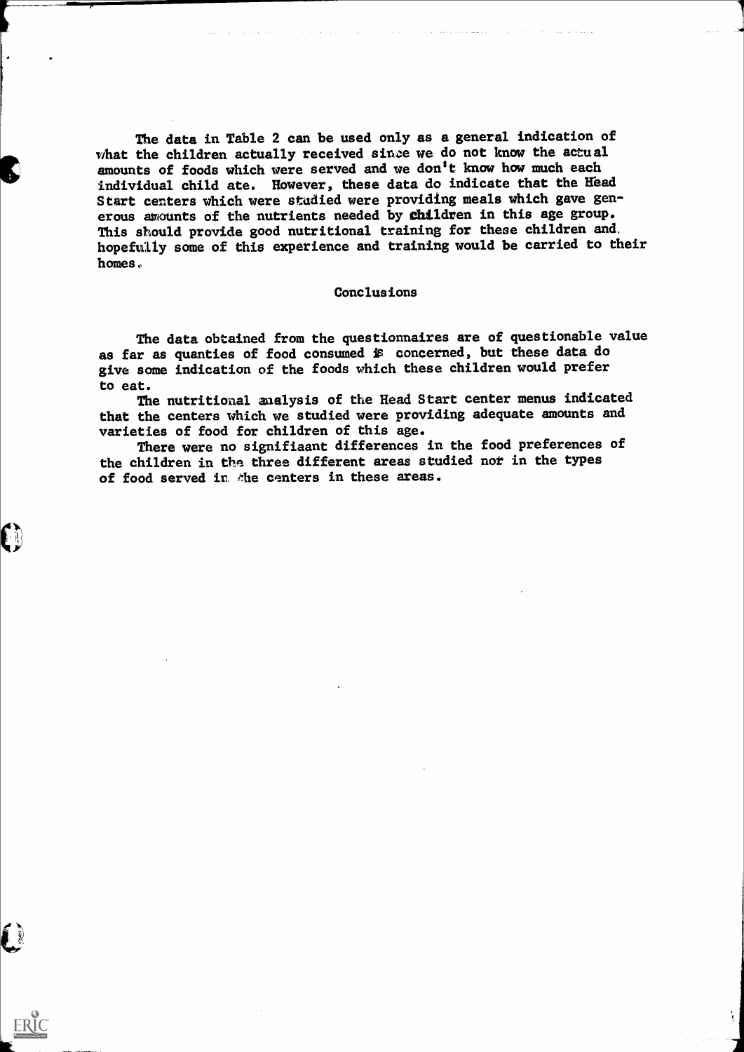The data in Table 2 can be used only as a general indication of what the children actually received since we do not know the actual amounts of foods which were served and we don't know how much each individual child ate. However, these data do indicate that the Head Start centers which were studied were providing meals which gave generous amounts of the nutrients needed by children in this age group. This should provide good nutritional training for these children and hopefully some of this experience and training would be carried to their homes.

## Conclusions

The data obtained from the questionnaires are of questionable value as far as quanties of food consumed is concerned, but these data do give some indication of the foods which these children would prefer to eat.

The nutritional analysis of the Head Start center menus indicated that the centers which we studied were providing adequate amounts and varieties of food for children of this age.

There were no signifiaant differences in the food preferences of the children in the three different areas studied nor in the types of food served in the centers in these areas.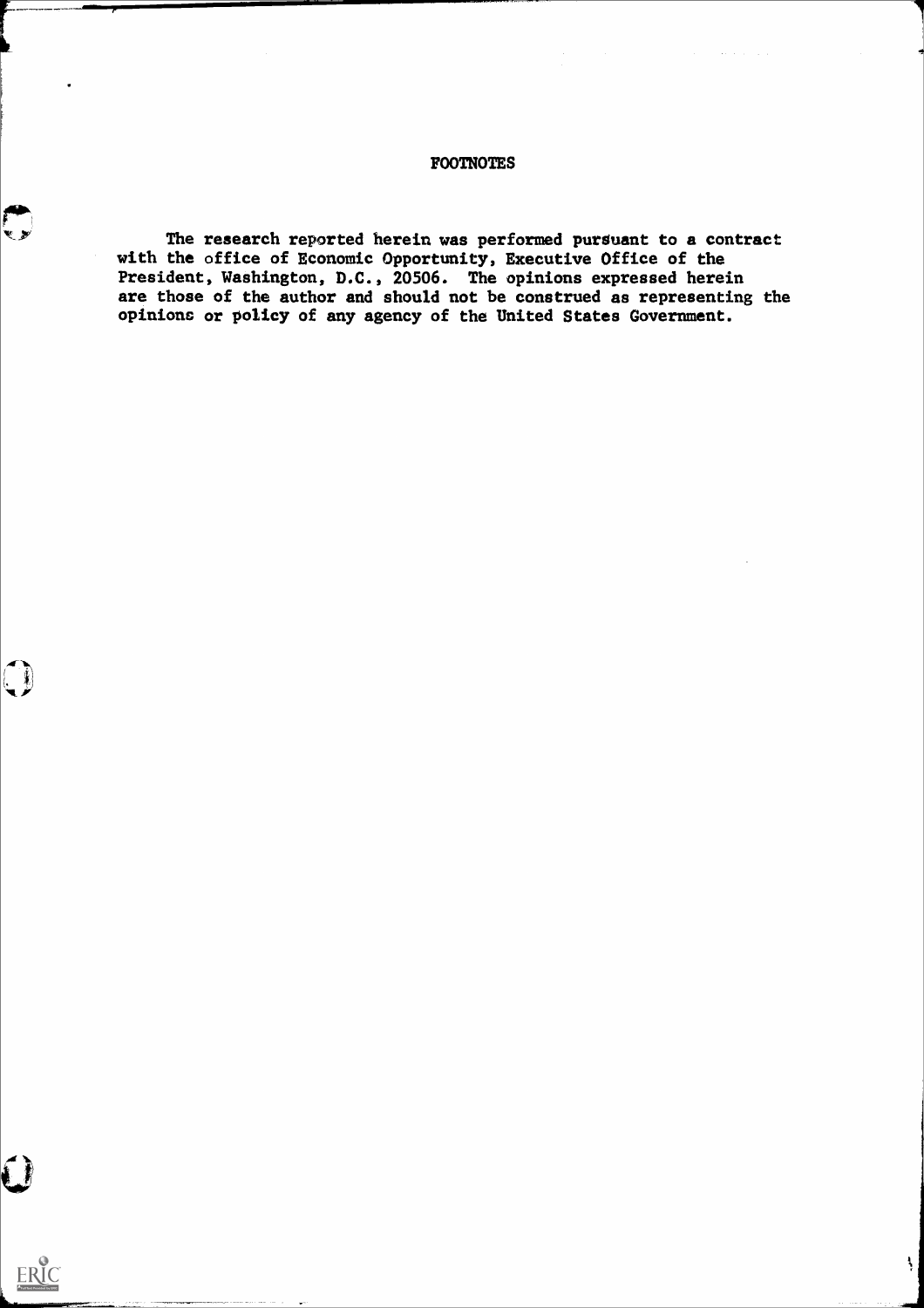# FOOTNOTES

The research reported herein was performed pursuant to a contract with the office of Economic Opportunity, Executive Office of the President, Washington, D.C., 20506. The opinions expressed herein are those of the author and should not be construed as representing the opinions or policy of any agency of the United States Government.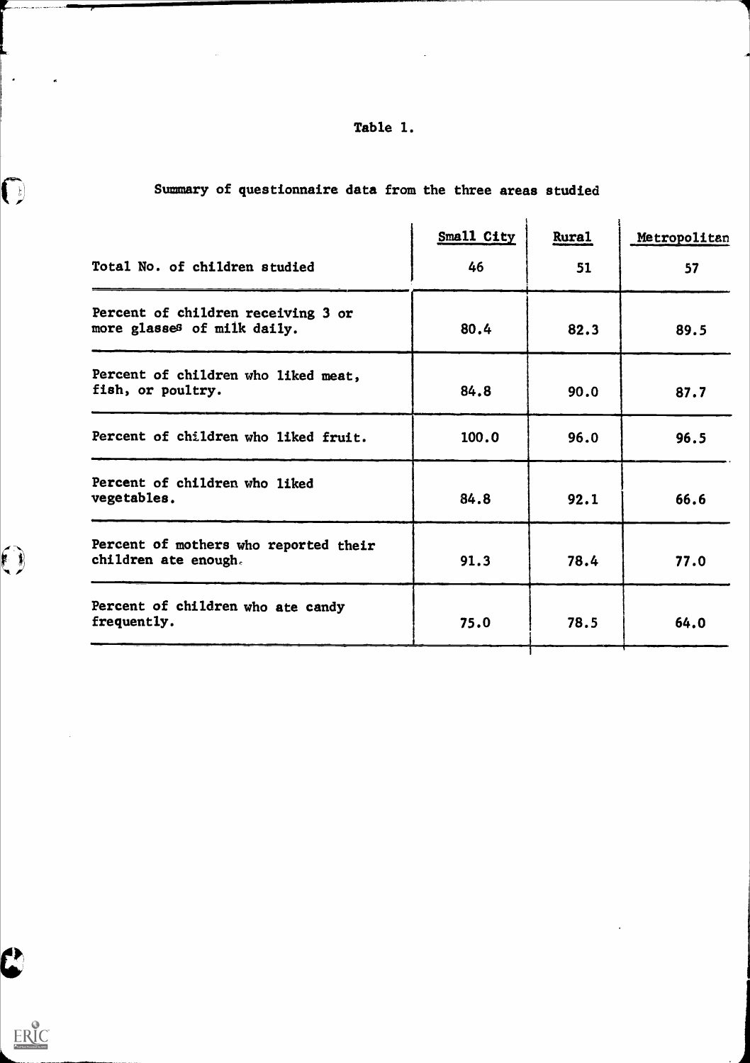Table 1.

Summary of questionnaire data from the three areas studied

| | Small City | Rural | Metropolitan |
|---|---|---|---|
| Total No. of children studied | 46 | 51 | 57 |
| Percent of children receiving 3 or more glasses of milk daily. | 80.4 | 82.3 | 89.5 |
| Percent of children who liked meat, fish, or poultry. | 84.8 | 90.0 | 87.7 |
| Percent of children who liked fruit. | 100.0 | 96.0 | 96.5 |
| Percent of children who liked vegetables. | 84.8 | 92.1 | 66.6 |
| Percent of mothers who reported their children ate enough. | 91.3 | 78.4 | 77.0 |
| Percent of children who ate candy frequently. | 75.0 | 78.5 | 64.0 |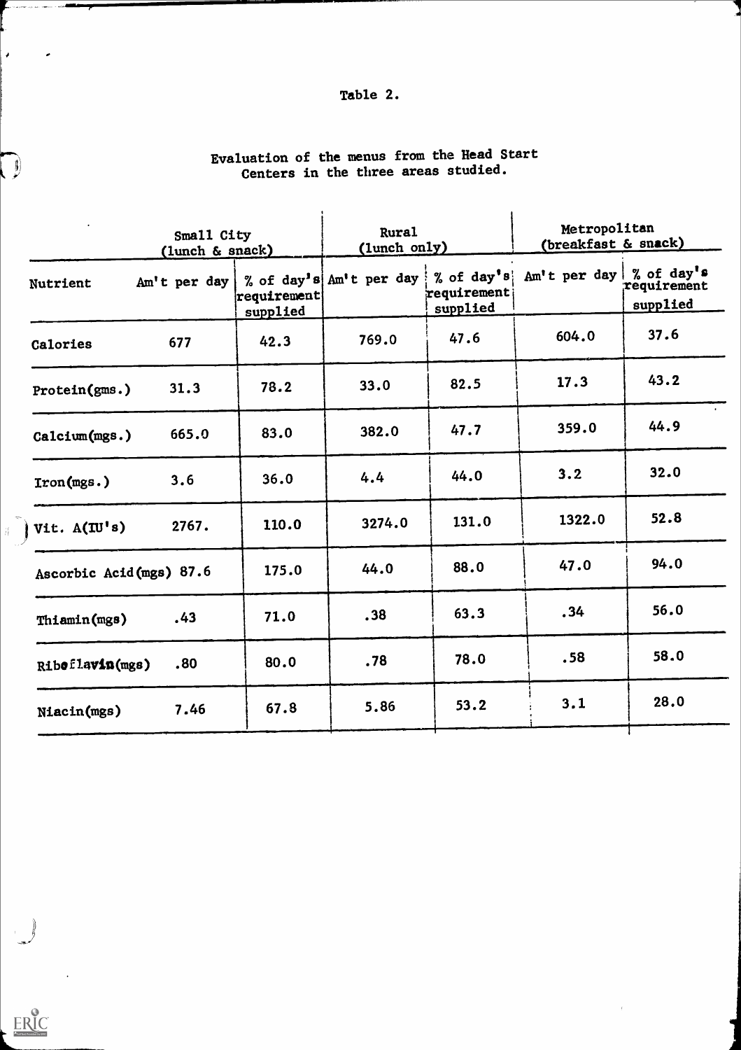Table 2.

Evaluation of the menus from the Head Start Centers in the three areas studied.

| | Small City (lunch & snack) | | Rural (lunch only) | | Metropolitan (breakfast & snack) | |
|---|---|---|---|---|---|---|
| Nutrient | Am't per day | % of day's requirement supplied | Am't per day | % of day's requirement supplied | Am't per day | % of day's requirement supplied |
| Calories | 677 | 42.3 | 769.0 | 47.6 | 604.0 | 37.6 |
| Protein(gms.) | 31.3 | 78.2 | 33.0 | 82.5 | 17.3 | 43.2 |
| Calcium(mgs.) | 665.0 | 83.0 | 382.0 | 47.7 | 359.0 | 44.9 |
| Iron(mgs.) | 3.6 | 36.0 | 4.4 | 44.0 | 3.2 | 32.0 |
| Vit. A(IU's) | 2767. | 110.0 | 3274.0 | 131.0 | 1322.0 | 52.8 |
| Ascorbic Acid(mgs) | 87.6 | 175.0 | 44.0 | 88.0 | 47.0 | 94.0 |
| Thiamin(mgs) | .43 | 71.0 | .38 | 63.3 | .34 | 56.0 |
| Riboflavin(mgs) | .80 | 80.0 | .78 | 78.0 | .58 | 58.0 |
| Niacin(mgs) | 7.46 | 67.8 | 5.86 | 53.2 | 3.1 | 28.0 |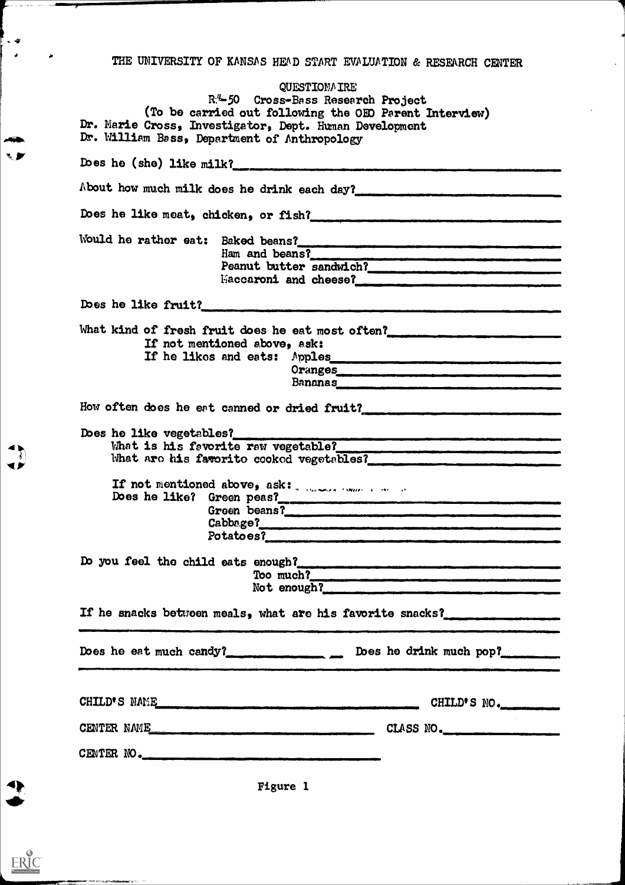THE UNIVERSITY OF KANSAS HEAD START EVALUATION & RESEARCH CENTER

QUESTIONNAIRE

R-4-50 Cross-Bass Research Project

(To be carried out following the OEO Parent Interview)

Dr. Marie Cross, Investigator, Dept. Human Development

Dr. William Bass, Department of Anthropology

Does he (she) like milk?\_\_\_\_\_\_\_\_\_\_\_\_\_\_\_\_\_\_\_\_\_\_\_\_\_\_\_\_\_\_\_\_

About how much milk does he drink each day?\_\_\_\_\_\_\_\_\_\_\_\_\_\_\_\_\_\_\_\_\_\_\_\_

Does he like meat, chicken, or fish?\_\_\_\_\_\_\_\_\_\_\_\_\_\_\_\_\_\_\_\_\_\_\_\_\_\_

Would he rather eat: Baked beans?\_\_\_\_\_\_\_\_\_\_\_\_\_\_\_\_\_\_\_\_\_\_\_\_

Ham and beans?\_\_\_\_\_\_\_\_\_\_\_\_\_\_\_\_\_\_\_\_\_\_\_\_

Peanut butter sandwich?\_\_\_\_\_\_\_\_\_\_\_\_\_\_\_\_\_\_\_\_\_\_\_\_

Maccaroni and cheese?\_\_\_\_\_\_\_\_\_\_\_\_\_\_\_\_\_\_\_\_\_\_\_\_

Does he like fruit?\_\_\_\_\_\_\_\_\_\_\_\_\_\_\_\_\_\_\_\_\_\_\_\_\_\_\_\_\_\_\_\_

What kind of fresh fruit does he eat most often?\_\_\_\_\_\_\_\_\_\_\_\_\_\_\_\_\_\_\_\_\_\_\_\_

If not mentioned above, ask:

If he likes and eats: Apples\_\_\_\_\_\_\_\_\_\_\_\_\_\_\_\_\_\_\_\_\_\_\_\_

Oranges\_\_\_\_\_\_\_\_\_\_\_\_\_\_\_\_\_\_\_\_\_\_\_\_

Bananas\_\_\_\_\_\_\_\_\_\_\_\_\_\_\_\_\_\_\_\_\_\_\_\_

How often does he eat canned or dried fruit?\_\_\_\_\_\_\_\_\_\_\_\_\_\_\_\_\_\_\_\_\_\_\_\_

Does he like vegetables?\_\_\_\_\_\_\_\_\_\_\_\_\_\_\_\_\_\_\_\_\_\_\_\_\_\_\_\_\_\_\_\_

What is his favorite raw vegetable?\_\_\_\_\_\_\_\_\_\_\_\_\_\_\_\_\_\_\_\_\_\_\_\_

What are his favorite cooked vegetables?\_\_\_\_\_\_\_\_\_\_\_\_\_\_\_\_\_\_\_\_\_\_\_\_

If not mentioned above, ask:

Does he like? Green peas?\_\_\_\_\_\_\_\_\_\_\_\_\_\_\_\_\_\_\_\_\_\_\_\_

Green beans?\_\_\_\_\_\_\_\_\_\_\_\_\_\_\_\_\_\_\_\_\_\_\_\_

Cabbage?\_\_\_\_\_\_\_\_\_\_\_\_\_\_\_\_\_\_\_\_\_\_\_\_

Potatoes?\_\_\_\_\_\_\_\_\_\_\_\_\_\_\_\_\_\_\_\_\_\_\_\_

Do you feel the child eats enough?\_\_\_\_\_\_\_\_\_\_\_\_\_\_\_\_\_\_\_\_\_\_\_\_

Too much?\_\_\_\_\_\_\_\_\_\_\_\_\_\_\_\_\_\_\_\_\_\_\_\_

Not enough?\_\_\_\_\_\_\_\_\_\_\_\_\_\_\_\_\_\_\_\_\_\_\_\_

If he snacks between meals, what are his favorite snacks?\_\_\_\_\_\_\_\_\_\_\_\_\_\_\_\_

\_\_\_\_\_\_\_\_\_\_\_\_\_\_\_\_\_\_\_\_\_\_\_\_\_\_\_\_\_\_\_\_\_\_\_\_\_\_\_\_\_\_\_\_\_\_\_\_\_\_\_\_

Does he eat much candy?\_\_\_\_\_\_\_\_\_\_\_\_\_\_\_\_ Does he drink much pop?\_\_\_\_\_\_\_\_

\_\_\_\_\_\_\_\_\_\_\_\_\_\_\_\_\_\_\_\_\_\_\_\_\_\_\_\_\_\_\_\_\_\_\_\_\_\_\_\_\_\_\_\_\_\_\_\_\_\_\_\_

CHILD'S NAME\_\_\_\_\_\_\_\_\_\_\_\_\_\_\_\_\_\_\_\_\_\_\_\_\_\_\_\_\_\_\_\_ CHILD'S NO.\_\_\_\_\_\_\_\_

CENTER NAME\_\_\_\_\_\_\_\_\_\_\_\_\_\_\_\_\_\_\_\_\_\_\_\_\_\_\_\_\_\_\_\_ CLASS NO.\_\_\_\_\_\_\_\_\_\_\_\_

CENTER NO.\_\_\_\_\_\_\_\_\_\_\_\_\_\_\_\_\_\_\_\_\_\_\_\_\_\_\_\_\_\_\_\_

Figure 1